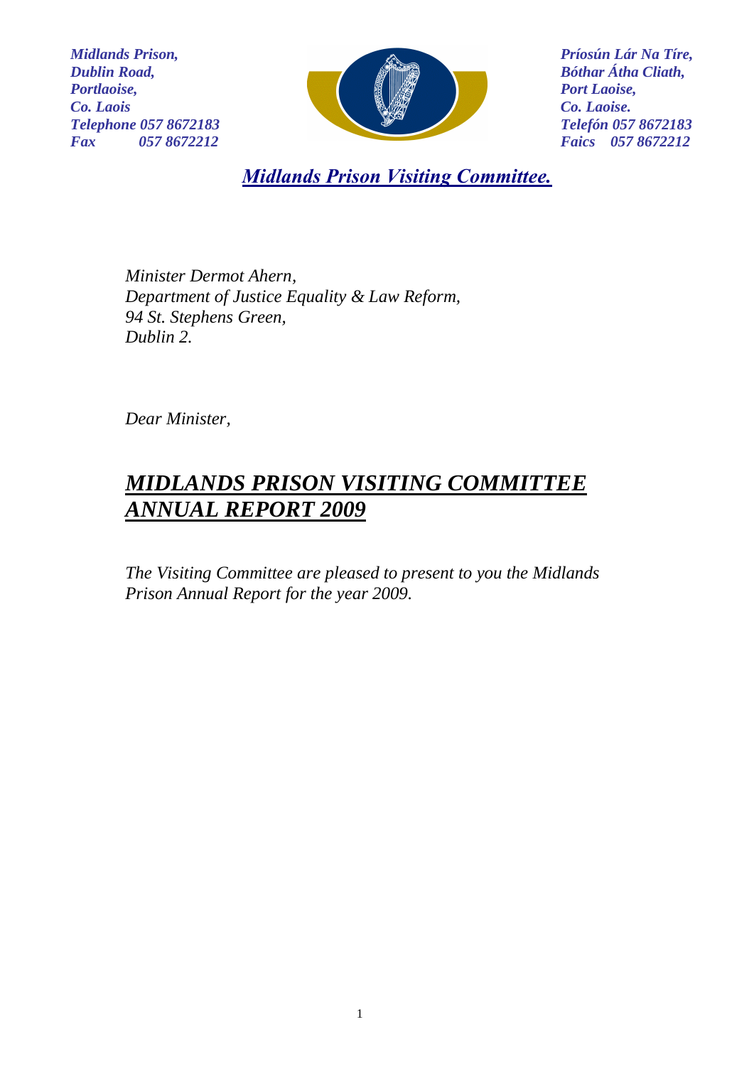*Midlands Prison,*
*Dublin Road,*
*Portlaoise,*
*Co. Laois*
*Telephone 057 8672183*
*Fax 057 8672212*

*Príosún Lár Na Tíre,*
*Bóthar Átha Cliath,*
*Port Laoise,*
*Co. Laoise.*
*Telefón 057 8672183*
*Faics 057 8672212*

***Midlands Prison Visiting Committee.***

*Minister Dermot Ahern,*
*Department of Justice Equality & Law Reform,*
*94 St. Stephens Green,*
*Dublin 2.*

*Dear Minister,*

# *MIDLANDS PRISON VISITING COMMITTEE ANNUAL REPORT 2009*

*The Visiting Committee are pleased to present to you the Midlands Prison Annual Report for the year 2009.*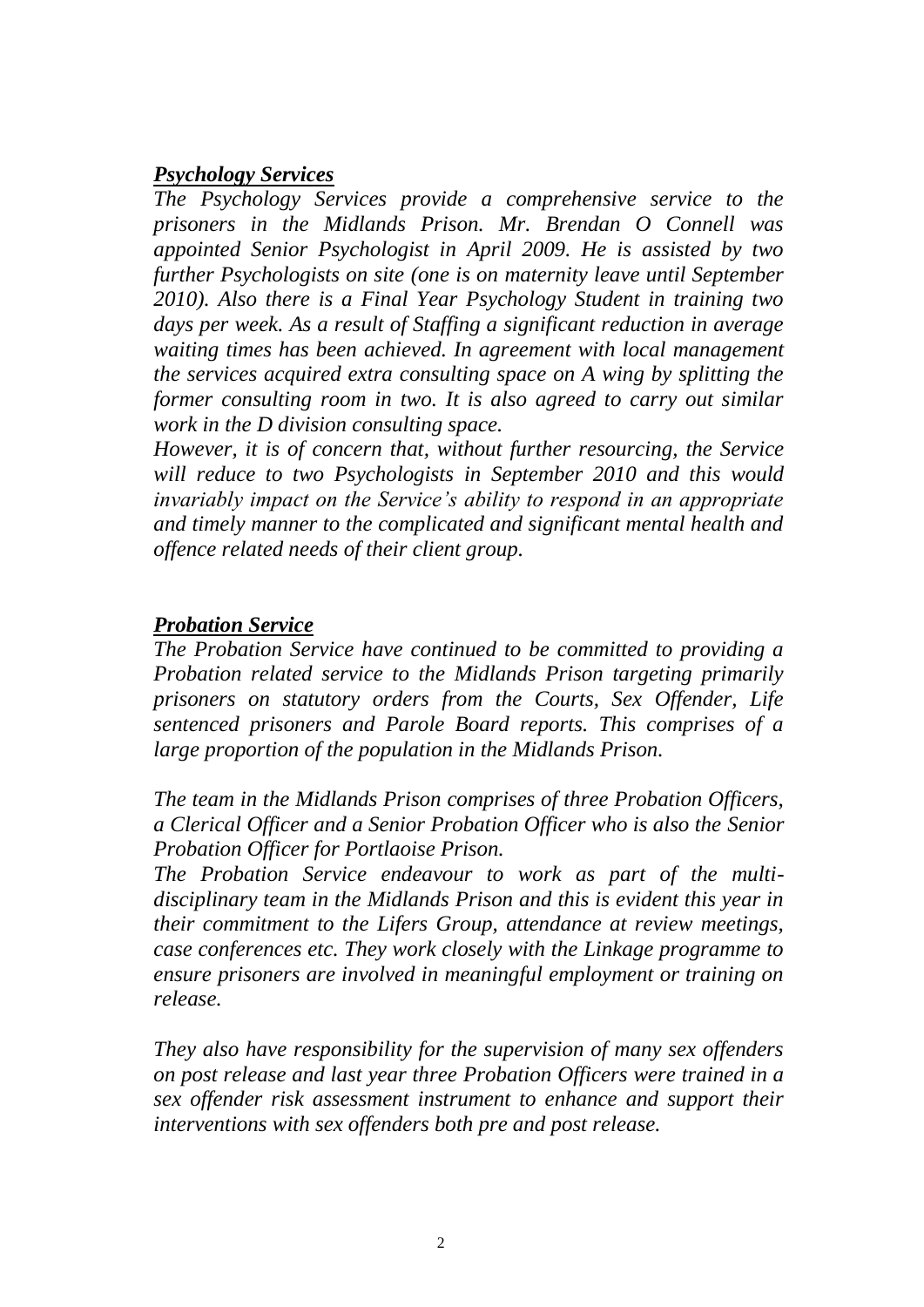***Psychology Services***

*The Psychology Services provide a comprehensive service to the prisoners in the Midlands Prison. Mr. Brendan O Connell was appointed Senior Psychologist in April 2009. He is assisted by two further Psychologists on site (one is on maternity leave until September 2010). Also there is a Final Year Psychology Student in training two days per week. As a result of Staffing a significant reduction in average waiting times has been achieved. In agreement with local management the services acquired extra consulting space on A wing by splitting the former consulting room in two. It is also agreed to carry out similar work in the D division consulting space.*

*However, it is of concern that, without further resourcing, the Service will reduce to two Psychologists in September 2010 and this would invariably impact on the Service's ability to respond in an appropriate and timely manner to the complicated and significant mental health and offence related needs of their client group.*

***Probation Service***

*The Probation Service have continued to be committed to providing a Probation related service to the Midlands Prison targeting primarily prisoners on statutory orders from the Courts, Sex Offender, Life sentenced prisoners and Parole Board reports. This comprises of a large proportion of the population in the Midlands Prison.*

*The team in the Midlands Prison comprises of three Probation Officers, a Clerical Officer and a Senior Probation Officer who is also the Senior Probation Officer for Portlaoise Prison.*

*The Probation Service endeavour to work as part of the multi-disciplinary team in the Midlands Prison and this is evident this year in their commitment to the Lifers Group, attendance at review meetings, case conferences etc. They work closely with the Linkage programme to ensure prisoners are involved in meaningful employment or training on release.*

*They also have responsibility for the supervision of many sex offenders on post release and last year three Probation Officers were trained in a sex offender risk assessment instrument to enhance and support their interventions with sex offenders both pre and post release.*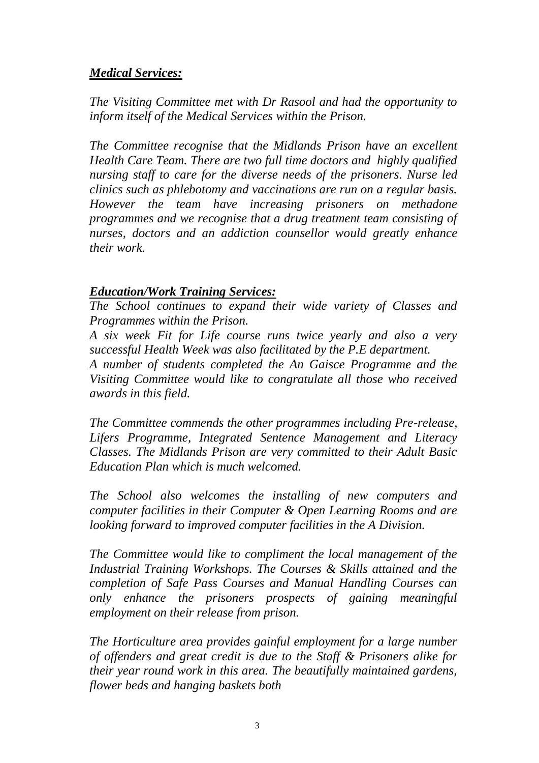***Medical Services:***

*The Visiting Committee met with Dr Rasool and had the opportunity to inform itself of the Medical Services within the Prison.*

*The Committee recognise that the Midlands Prison have an excellent Health Care Team. There are two full time doctors and highly qualified nursing staff to care for the diverse needs of the prisoners. Nurse led clinics such as phlebotomy and vaccinations are run on a regular basis. However the team have increasing prisoners on methadone programmes and we recognise that a drug treatment team consisting of nurses, doctors and an addiction counsellor would greatly enhance their work.*

***Education/Work Training Services:***

*The School continues to expand their wide variety of Classes and Programmes within the Prison.*

*A six week Fit for Life course runs twice yearly and also a very successful Health Week was also facilitated by the P.E department.*

*A number of students completed the An Gaisce Programme and the Visiting Committee would like to congratulate all those who received awards in this field.*

*The Committee commends the other programmes including Pre-release, Lifers Programme, Integrated Sentence Management and Literacy Classes. The Midlands Prison are very committed to their Adult Basic Education Plan which is much welcomed.*

*The School also welcomes the installing of new computers and computer facilities in their Computer & Open Learning Rooms and are looking forward to improved computer facilities in the A Division.*

*The Committee would like to compliment the local management of the Industrial Training Workshops. The Courses & Skills attained and the completion of Safe Pass Courses and Manual Handling Courses can only enhance the prisoners prospects of gaining meaningful employment on their release from prison.*

*The Horticulture area provides gainful employment for a large number of offenders and great credit is due to the Staff & Prisoners alike for their year round work in this area. The beautifully maintained gardens, flower beds and hanging baskets both*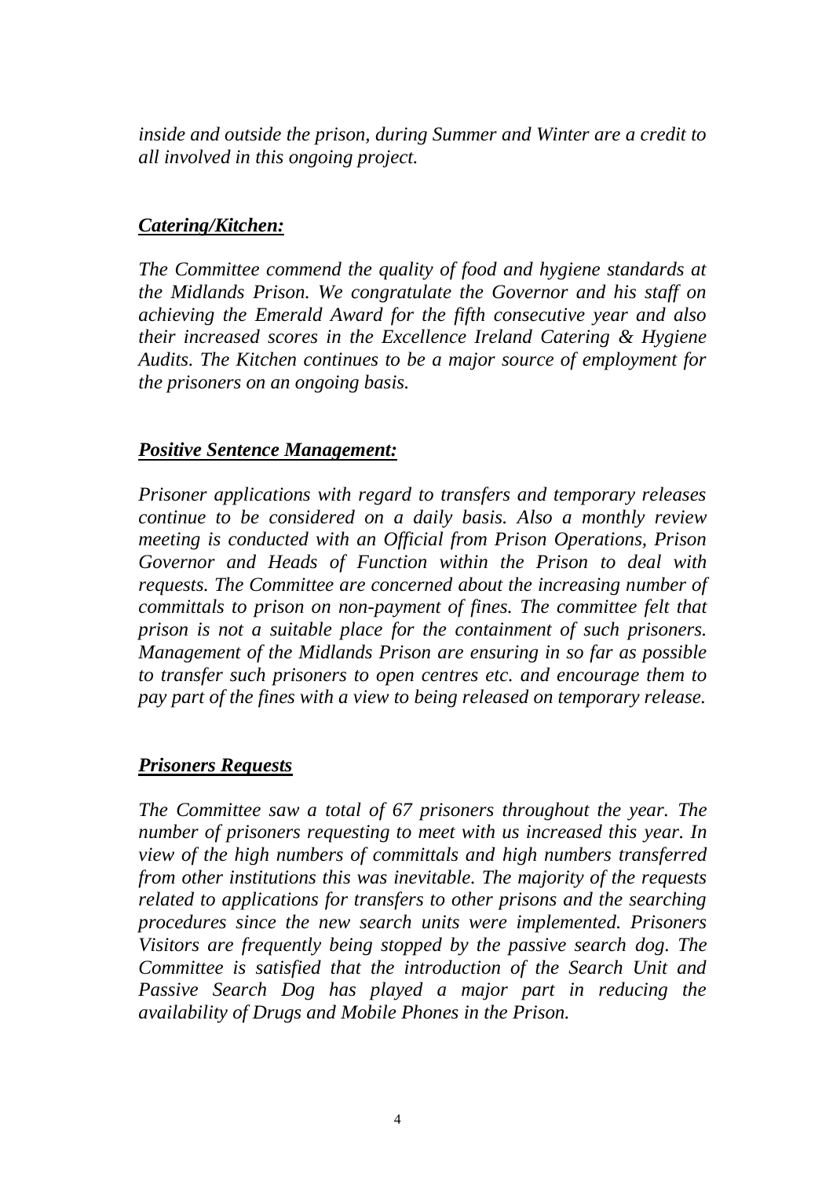*inside and outside the prison, during Summer and Winter are a credit to all involved in this ongoing project.*

### ***Catering/Kitchen:***

*The Committee commend the quality of food and hygiene standards at the Midlands Prison. We congratulate the Governor and his staff on achieving the Emerald Award for the fifth consecutive year and also their increased scores in the Excellence Ireland Catering & Hygiene Audits. The Kitchen continues to be a major source of employment for the prisoners on an ongoing basis.*

### ***Positive Sentence Management:***

*Prisoner applications with regard to transfers and temporary releases continue to be considered on a daily basis. Also a monthly review meeting is conducted with an Official from Prison Operations, Prison Governor and Heads of Function within the Prison to deal with requests. The Committee are concerned about the increasing number of committals to prison on non-payment of fines. The committee felt that prison is not a suitable place for the containment of such prisoners. Management of the Midlands Prison are ensuring in so far as possible to transfer such prisoners to open centres etc. and encourage them to pay part of the fines with a view to being released on temporary release.*

### ***Prisoners Requests***

*The Committee saw a total of 67 prisoners throughout the year. The number of prisoners requesting to meet with us increased this year. In view of the high numbers of committals and high numbers transferred from other institutions this was inevitable. The majority of the requests related to applications for transfers to other prisons and the searching procedures since the new search units were implemented. Prisoners Visitors are frequently being stopped by the passive search dog. The Committee is satisfied that the introduction of the Search Unit and Passive Search Dog has played a major part in reducing the availability of Drugs and Mobile Phones in the Prison.*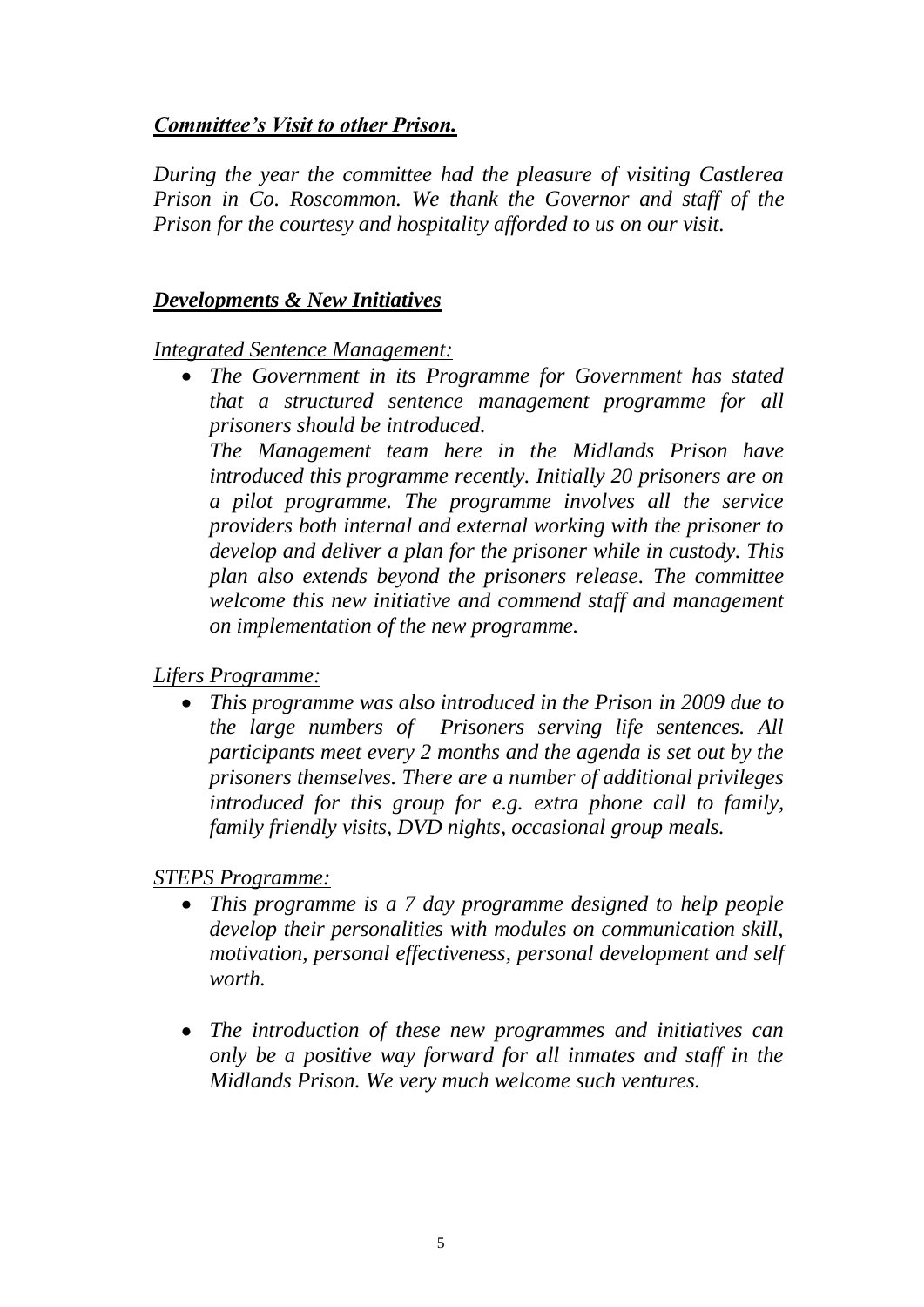## ***Committee's Visit to other Prison.***

*During the year the committee had the pleasure of visiting Castlerea Prison in Co. Roscommon. We thank the Governor and staff of the Prison for the courtesy and hospitality afforded to us on our visit.*

## ***Developments & New Initiatives***

*Integrated Sentence Management:*

- *The Government in its Programme for Government has stated that a structured sentence management programme for all prisoners should be introduced.*
  *The Management team here in the Midlands Prison have introduced this programme recently. Initially 20 prisoners are on a pilot programme. The programme involves all the service providers both internal and external working with the prisoner to develop and deliver a plan for the prisoner while in custody. This plan also extends beyond the prisoners release. The committee welcome this new initiative and commend staff and management on implementation of the new programme.*

*Lifers Programme:*

- *This programme was also introduced in the Prison in 2009 due to the large numbers of Prisoners serving life sentences. All participants meet every 2 months and the agenda is set out by the prisoners themselves. There are a number of additional privileges introduced for this group for e.g. extra phone call to family, family friendly visits, DVD nights, occasional group meals.*

*STEPS Programme:*

- *This programme is a 7 day programme designed to help people develop their personalities with modules on communication skill, motivation, personal effectiveness, personal development and self worth.*

- *The introduction of these new programmes and initiatives can only be a positive way forward for all inmates and staff in the Midlands Prison. We very much welcome such ventures.*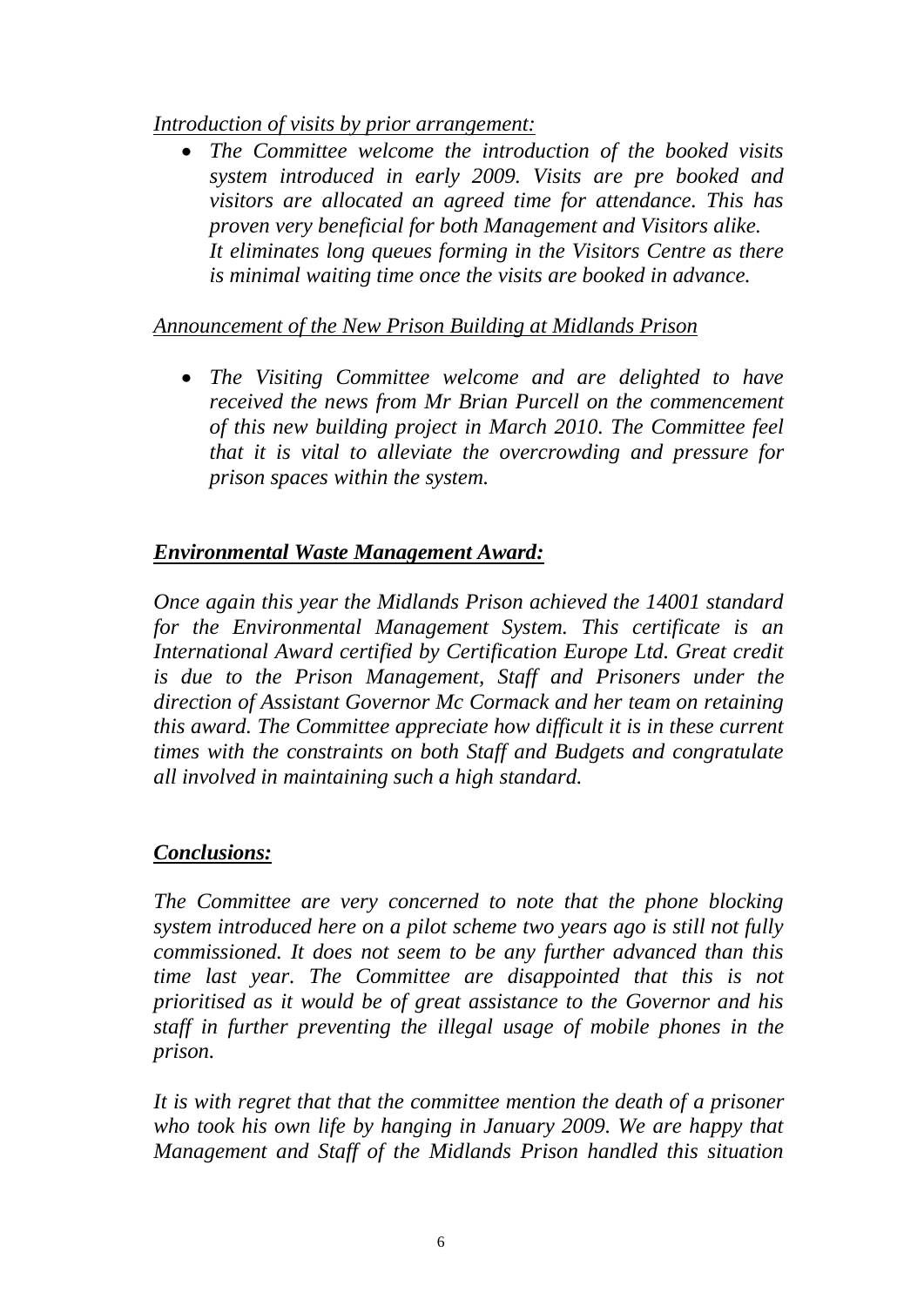*<u>Introduction of visits by prior arrangement:</u>*

- *The Committee welcome the introduction of the booked visits system introduced in early 2009. Visits are pre booked and visitors are allocated an agreed time for attendance. This has proven very beneficial for both Management and Visitors alike. It eliminates long queues forming in the Visitors Centre as there is minimal waiting time once the visits are booked in advance.*

*<u>Announcement of the New Prison Building at Midlands Prison</u>*

- *The Visiting Committee welcome and are delighted to have received the news from Mr Brian Purcell on the commencement of this new building project in March 2010. The Committee feel that it is vital to alleviate the overcrowding and pressure for prison spaces within the system.*

***<u>Environmental Waste Management Award:</u>***

*Once again this year the Midlands Prison achieved the 14001 standard for the Environmental Management System. This certificate is an International Award certified by Certification Europe Ltd. Great credit is due to the Prison Management, Staff and Prisoners under the direction of Assistant Governor Mc Cormack and her team on retaining this award. The Committee appreciate how difficult it is in these current times with the constraints on both Staff and Budgets and congratulate all involved in maintaining such a high standard.*

***<u>Conclusions:</u>***

*The Committee are very concerned to note that the phone blocking system introduced here on a pilot scheme two years ago is still not fully commissioned. It does not seem to be any further advanced than this time last year. The Committee are disappointed that this is not prioritised as it would be of great assistance to the Governor and his staff in further preventing the illegal usage of mobile phones in the prison.*

*It is with regret that that the committee mention the death of a prisoner who took his own life by hanging in January 2009. We are happy that Management and Staff of the Midlands Prison handled this situation*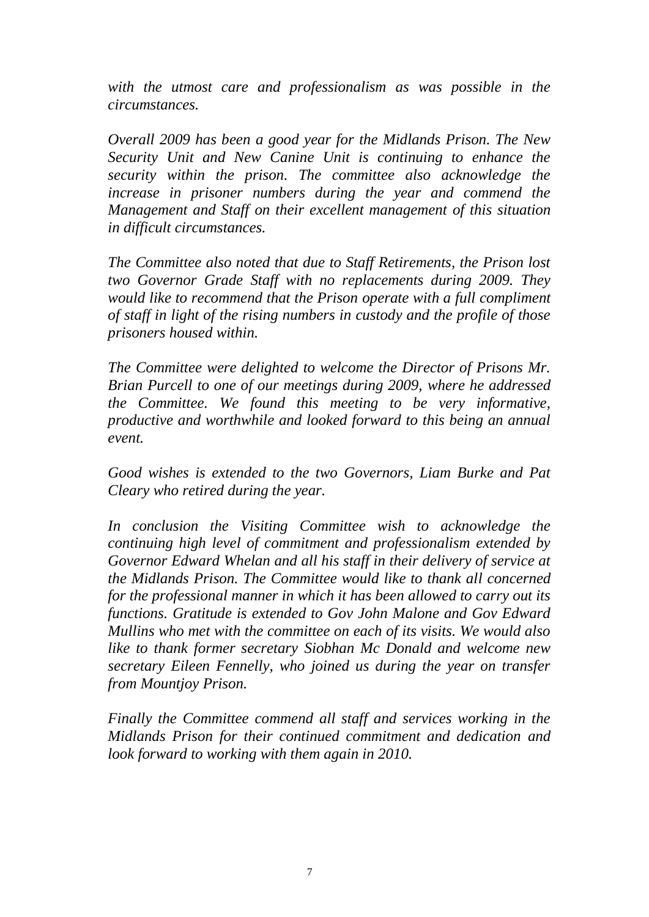*with the utmost care and professionalism as was possible in the circumstances.*

*Overall 2009 has been a good year for the Midlands Prison. The New Security Unit and New Canine Unit is continuing to enhance the security within the prison. The committee also acknowledge the increase in prisoner numbers during the year and commend the Management and Staff on their excellent management of this situation in difficult circumstances.*

*The Committee also noted that due to Staff Retirements, the Prison lost two Governor Grade Staff with no replacements during 2009. They would like to recommend that the Prison operate with a full compliment of staff in light of the rising numbers in custody and the profile of those prisoners housed within.*

*The Committee were delighted to welcome the Director of Prisons Mr. Brian Purcell to one of our meetings during 2009, where he addressed the Committee. We found this meeting to be very informative, productive and worthwhile and looked forward to this being an annual event.*

*Good wishes is extended to the two Governors, Liam Burke and Pat Cleary who retired during the year.*

*In conclusion the Visiting Committee wish to acknowledge the continuing high level of commitment and professionalism extended by Governor Edward Whelan and all his staff in their delivery of service at the Midlands Prison. The Committee would like to thank all concerned for the professional manner in which it has been allowed to carry out its functions. Gratitude is extended to Gov John Malone and Gov Edward Mullins who met with the committee on each of its visits. We would also like to thank former secretary Siobhan Mc Donald and welcome new secretary Eileen Fennelly, who joined us during the year on transfer from Mountjoy Prison.*

*Finally the Committee commend all staff and services working in the Midlands Prison for their continued commitment and dedication and look forward to working with them again in 2010.*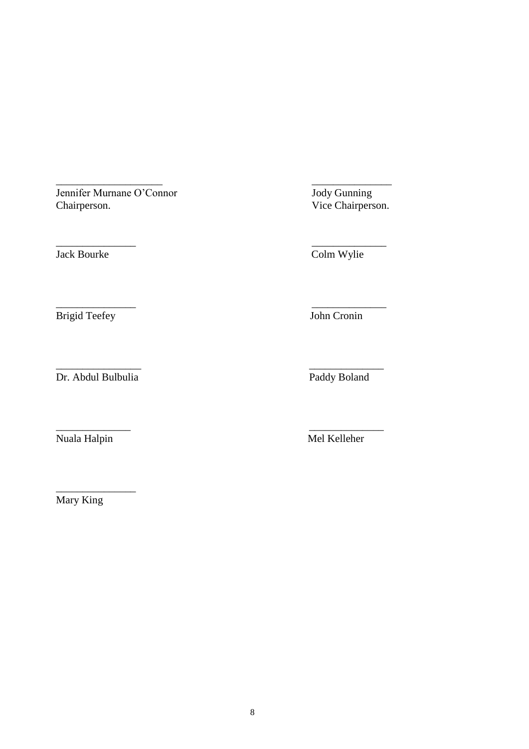\_\_\_\_\_\_\_\_\_\_\_\_\_\_\_\_\_\_\_\_
Jennifer Murnane O'Connor
Chairperson.

\_\_\_\_\_\_\_\_\_\_\_\_\_\_\_
Jody Gunning
Vice Chairperson.

\_\_\_\_\_\_\_\_\_\_\_\_\_\_\_
Jack Bourke

\_\_\_\_\_\_\_\_\_\_\_\_\_\_
Colm Wylie

\_\_\_\_\_\_\_\_\_\_\_\_\_\_\_
Brigid Teefey

\_\_\_\_\_\_\_\_\_\_\_\_\_\_
John Cronin

\_\_\_\_\_\_\_\_\_\_\_\_\_\_\_\_
Dr. Abdul Bulbulia

\_\_\_\_\_\_\_\_\_\_\_\_\_\_
Paddy Boland

\_\_\_\_\_\_\_\_\_\_\_\_\_\_
Nuala Halpin

\_\_\_\_\_\_\_\_\_\_\_\_\_\_
Mel Kelleher

\_\_\_\_\_\_\_\_\_\_\_\_\_\_\_
Mary King